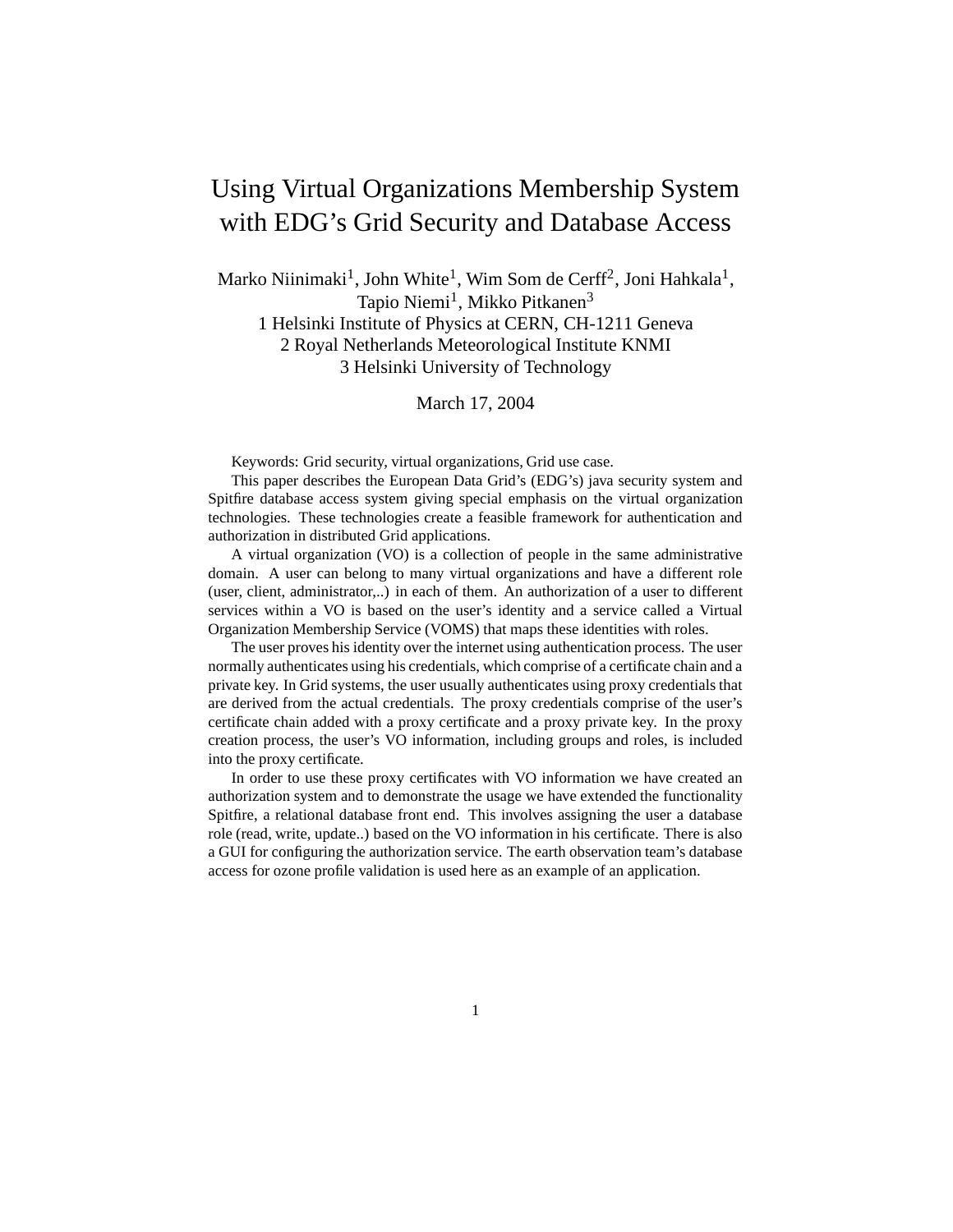# Using Virtual Organizations Membership System with EDG's Grid Security and Database Access

Marko Niinimaki[1], John White[1], Wim Som de Cerff[2], Joni Hahkala[1], Tapio Niemi[1], Mikko Pitkanen[3]

1 Helsinki Institute of Physics at CERN, CH-1211 Geneva

2 Royal Netherlands Meteorological Institute KNMI

3 Helsinki University of Technology

March 17, 2004

Keywords: Grid security, virtual organizations, Grid use case.

This paper describes the European Data Grid's (EDG's) java security system and Spitfire database access system giving special emphasis on the virtual organization technologies. These technologies create a feasible framework for authentication and authorization in distributed Grid applications.

A virtual organization (VO) is a collection of people in the same administrative domain. A user can belong to many virtual organizations and have a different role (user, client, administrator,..) in each of them. An authorization of a user to different services within a VO is based on the user's identity and a service called a Virtual Organization Membership Service (VOMS) that maps these identities with roles.

The user proves his identity over the internet using authentication process. The user normally authenticates using his credentials, which comprise of a certificate chain and a private key. In Grid systems, the user usually authenticates using proxy credentials that are derived from the actual credentials. The proxy credentials comprise of the user's certificate chain added with a proxy certificate and a proxy private key. In the proxy creation process, the user's VO information, including groups and roles, is included into the proxy certificate.

In order to use these proxy certificates with VO information we have created an authorization system and to demonstrate the usage we have extended the functionality Spitfire, a relational database front end. This involves assigning the user a database role (read, write, update..) based on the VO information in his certificate. There is also a GUI for configuring the authorization service. The earth observation team's database access for ozone profile validation is used here as an example of an application.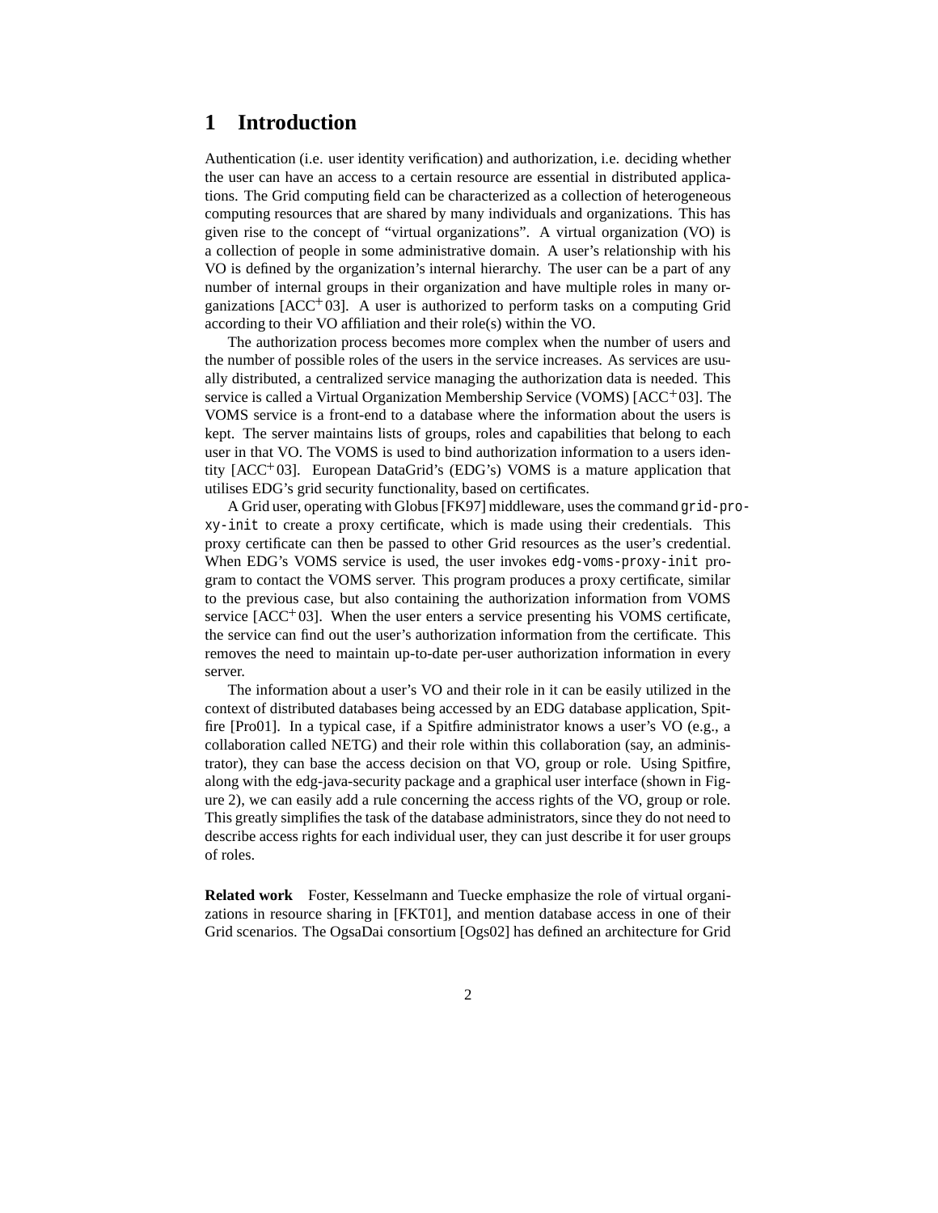# 1 Introduction

Authentication (i.e. user identity verification) and authorization, i.e. deciding whether the user can have an access to a certain resource are essential in distributed applications. The Grid computing field can be characterized as a collection of heterogeneous computing resources that are shared by many individuals and organizations. This has given rise to the concept of "virtual organizations". A virtual organization (VO) is a collection of people in some administrative domain. A user's relationship with his VO is defined by the organization's internal hierarchy. The user can be a part of any number of internal groups in their organization and have multiple roles in many organizations [ACC+03]. A user is authorized to perform tasks on a computing Grid according to their VO affiliation and their role(s) within the VO.

The authorization process becomes more complex when the number of users and the number of possible roles of the users in the service increases. As services are usually distributed, a centralized service managing the authorization data is needed. This service is called a Virtual Organization Membership Service (VOMS) [ACC+03]. The VOMS service is a front-end to a database where the information about the users is kept. The server maintains lists of groups, roles and capabilities that belong to each user in that VO. The VOMS is used to bind authorization information to a users identity [ACC+03]. European DataGrid's (EDG's) VOMS is a mature application that utilises EDG's grid security functionality, based on certificates.

A Grid user, operating with Globus [FK97] middleware, uses the command `grid-proxy-init` to create a proxy certificate, which is made using their credentials. This proxy certificate can then be passed to other Grid resources as the user's credential. When EDG's VOMS service is used, the user invokes `edg-voms-proxy-init` program to contact the VOMS server. This program produces a proxy certificate, similar to the previous case, but also containing the authorization information from VOMS service [ACC+03]. When the user enters a service presenting his VOMS certificate, the service can find out the user's authorization information from the certificate. This removes the need to maintain up-to-date per-user authorization information in every server.

The information about a user's VO and their role in it can be easily utilized in the context of distributed databases being accessed by an EDG database application, Spitfire [Pro01]. In a typical case, if a Spitfire administrator knows a user's VO (e.g., a collaboration called NETG) and their role within this collaboration (say, an administrator), they can base the access decision on that VO, group or role. Using Spitfire, along with the edg-java-security package and a graphical user interface (shown in Figure 2), we can easily add a rule concerning the access rights of the VO, group or role. This greatly simplifies the task of the database administrators, since they do not need to describe access rights for each individual user, they can just describe it for user groups of roles.

**Related work** Foster, Kesselmann and Tuecke emphasize the role of virtual organizations in resource sharing in [FKT01], and mention database access in one of their Grid scenarios. The OgsaDai consortium [Ogs02] has defined an architecture for Grid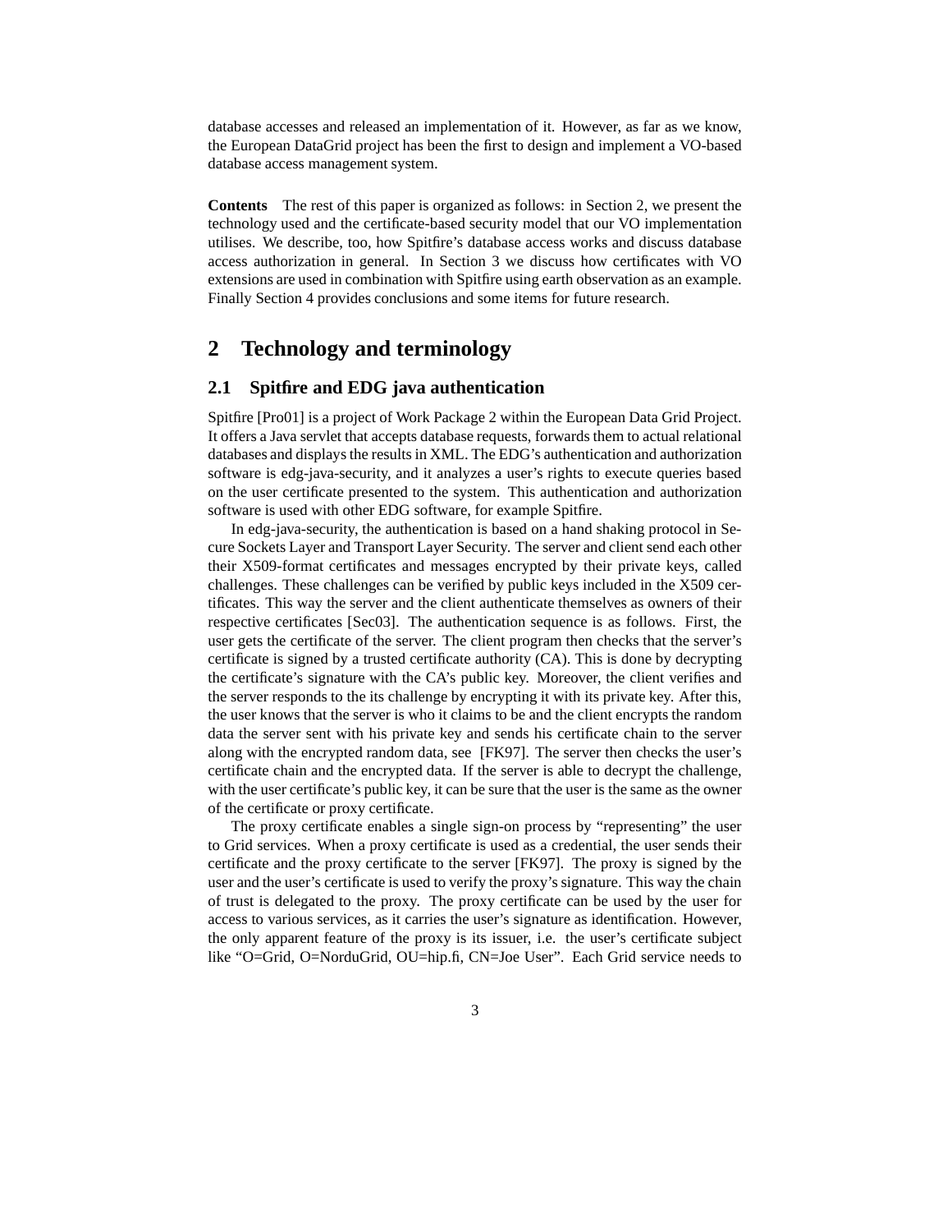database accesses and released an implementation of it. However, as far as we know, the European DataGrid project has been the first to design and implement a VO-based database access management system.

**Contents** The rest of this paper is organized as follows: in Section 2, we present the technology used and the certificate-based security model that our VO implementation utilises. We describe, too, how Spitfire's database access works and discuss database access authorization in general. In Section 3 we discuss how certificates with VO extensions are used in combination with Spitfire using earth observation as an example. Finally Section 4 provides conclusions and some items for future research.

## 2 Technology and terminology

### 2.1 Spitfire and EDG java authentication

Spitfire [Pro01] is a project of Work Package 2 within the European Data Grid Project. It offers a Java servlet that accepts database requests, forwards them to actual relational databases and displays the results in XML. The EDG's authentication and authorization software is edg-java-security, and it analyzes a user's rights to execute queries based on the user certificate presented to the system. This authentication and authorization software is used with other EDG software, for example Spitfire.

In edg-java-security, the authentication is based on a hand shaking protocol in Secure Sockets Layer and Transport Layer Security. The server and client send each other their X509-format certificates and messages encrypted by their private keys, called challenges. These challenges can be verified by public keys included in the X509 certificates. This way the server and the client authenticate themselves as owners of their respective certificates [Sec03]. The authentication sequence is as follows. First, the user gets the certificate of the server. The client program then checks that the server's certificate is signed by a trusted certificate authority (CA). This is done by decrypting the certificate's signature with the CA's public key. Moreover, the client verifies and the server responds to the its challenge by encrypting it with its private key. After this, the user knows that the server is who it claims to be and the client encrypts the random data the server sent with his private key and sends his certificate chain to the server along with the encrypted random data, see [FK97]. The server then checks the user's certificate chain and the encrypted data. If the server is able to decrypt the challenge, with the user certificate's public key, it can be sure that the user is the same as the owner of the certificate or proxy certificate.

The proxy certificate enables a single sign-on process by "representing" the user to Grid services. When a proxy certificate is used as a credential, the user sends their certificate and the proxy certificate to the server [FK97]. The proxy is signed by the user and the user's certificate is used to verify the proxy's signature. This way the chain of trust is delegated to the proxy. The proxy certificate can be used by the user for access to various services, as it carries the user's signature as identification. However, the only apparent feature of the proxy is its issuer, i.e. the user's certificate subject like "O=Grid, O=NorduGrid, OU=hip.fi, CN=Joe User". Each Grid service needs to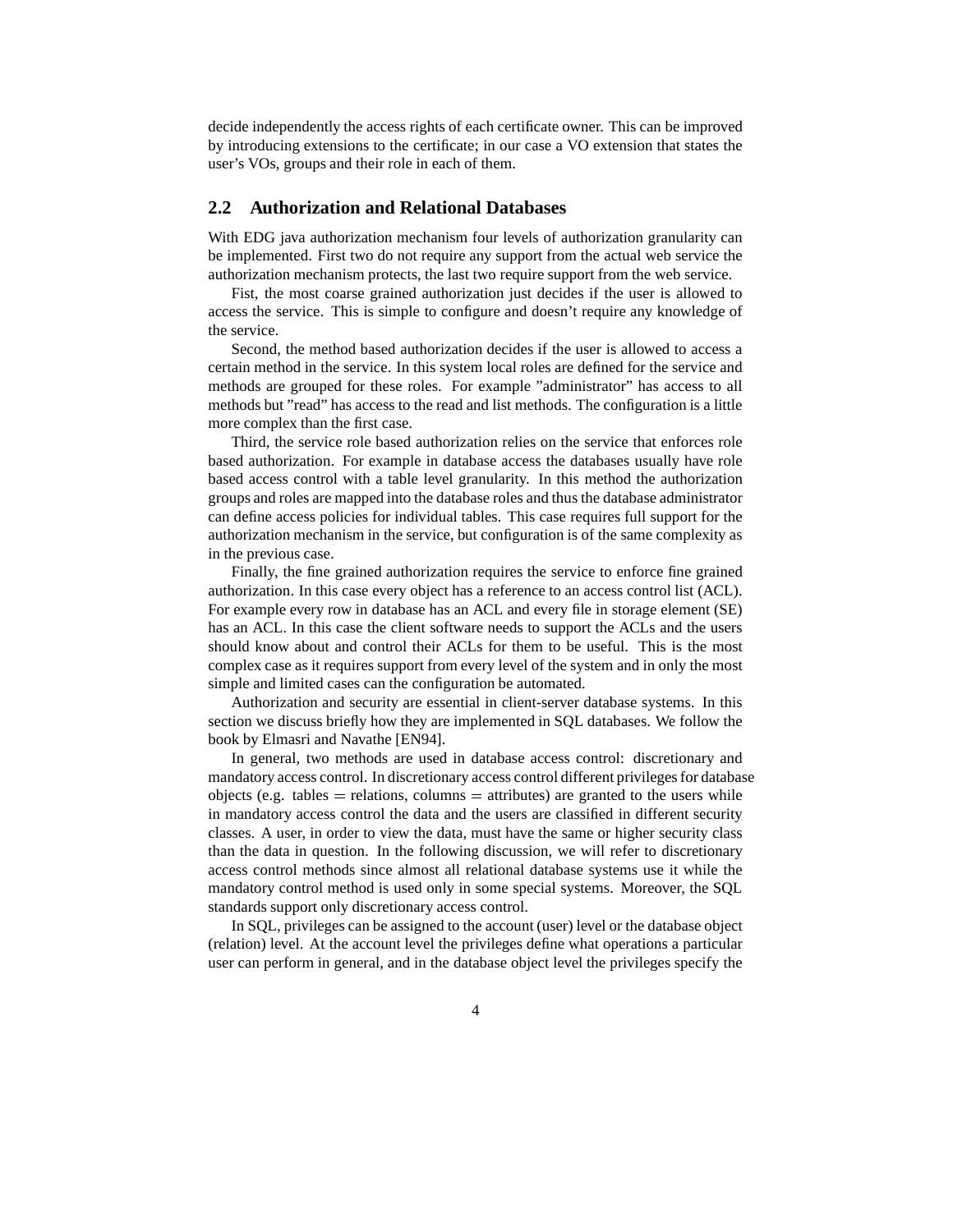decide independently the access rights of each certificate owner. This can be improved by introducing extensions to the certificate; in our case a VO extension that states the user's VOs, groups and their role in each of them.

## 2.2 Authorization and Relational Databases

With EDG java authorization mechanism four levels of authorization granularity can be implemented. First two do not require any support from the actual web service the authorization mechanism protects, the last two require support from the web service.

Fist, the most coarse grained authorization just decides if the user is allowed to access the service. This is simple to configure and doesn't require any knowledge of the service.

Second, the method based authorization decides if the user is allowed to access a certain method in the service. In this system local roles are defined for the service and methods are grouped for these roles. For example "administrator" has access to all methods but "read" has access to the read and list methods. The configuration is a little more complex than the first case.

Third, the service role based authorization relies on the service that enforces role based authorization. For example in database access the databases usually have role based access control with a table level granularity. In this method the authorization groups and roles are mapped into the database roles and thus the database administrator can define access policies for individual tables. This case requires full support for the authorization mechanism in the service, but configuration is of the same complexity as in the previous case.

Finally, the fine grained authorization requires the service to enforce fine grained authorization. In this case every object has a reference to an access control list (ACL). For example every row in database has an ACL and every file in storage element (SE) has an ACL. In this case the client software needs to support the ACLs and the users should know about and control their ACLs for them to be useful. This is the most complex case as it requires support from every level of the system and in only the most simple and limited cases can the configuration be automated.

Authorization and security are essential in client-server database systems. In this section we discuss briefly how they are implemented in SQL databases. We follow the book by Elmasri and Navathe [EN94].

In general, two methods are used in database access control: discretionary and mandatory access control. In discretionary access control different privileges for database objects (e.g. tables = relations, columns = attributes) are granted to the users while in mandatory access control the data and the users are classified in different security classes. A user, in order to view the data, must have the same or higher security class than the data in question. In the following discussion, we will refer to discretionary access control methods since almost all relational database systems use it while the mandatory control method is used only in some special systems. Moreover, the SQL standards support only discretionary access control.

In SQL, privileges can be assigned to the account (user) level or the database object (relation) level. At the account level the privileges define what operations a particular user can perform in general, and in the database object level the privileges specify the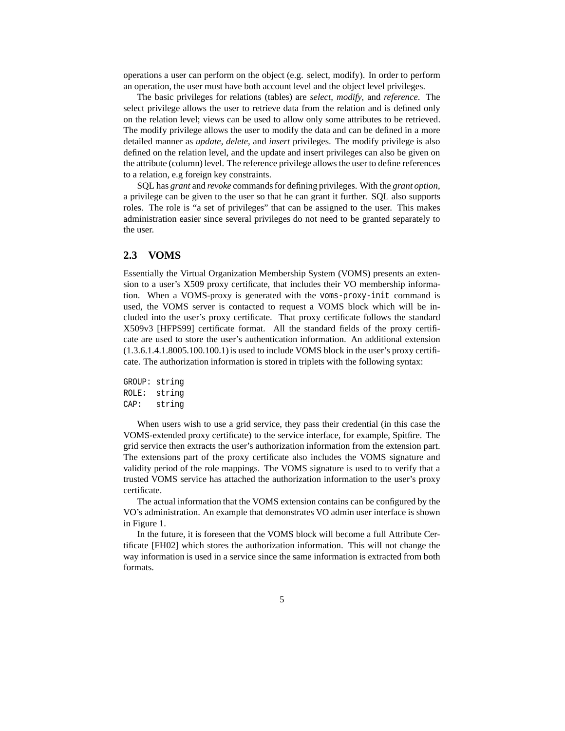operations a user can perform on the object (e.g. select, modify). In order to perform an operation, the user must have both account level and the object level privileges.

The basic privileges for relations (tables) are *select*, *modify*, and *reference*. The select privilege allows the user to retrieve data from the relation and is defined only on the relation level; views can be used to allow only some attributes to be retrieved. The modify privilege allows the user to modify the data and can be defined in a more detailed manner as *update*, *delete*, and *insert* privileges. The modify privilege is also defined on the relation level, and the update and insert privileges can also be given on the attribute (column) level. The reference privilege allows the user to define references to a relation, e.g foreign key constraints.

SQL has *grant* and *revoke* commands for defining privileges. With the *grant option*, a privilege can be given to the user so that he can grant it further. SQL also supports roles. The role is "a set of privileges" that can be assigned to the user. This makes administration easier since several privileges do not need to be granted separately to the user.

## 2.3 VOMS

Essentially the Virtual Organization Membership System (VOMS) presents an extension to a user's X509 proxy certificate, that includes their VO membership information. When a VOMS-proxy is generated with the `voms-proxy-init` command is used, the VOMS server is contacted to request a VOMS block which will be included into the user's proxy certificate. That proxy certificate follows the standard X509v3 [HFPS99] certificate format. All the standard fields of the proxy certificate are used to store the user's authentication information. An additional extension (1.3.6.1.4.1.8005.100.100.1) is used to include VOMS block in the user's proxy certificate. The authorization information is stored in triplets with the following syntax:

```
GROUP: string
ROLE:  string
CAP:   string
```

When users wish to use a grid service, they pass their credential (in this case the VOMS-extended proxy certificate) to the service interface, for example, Spitfire. The grid service then extracts the user's authorization information from the extension part. The extensions part of the proxy certificate also includes the VOMS signature and validity period of the role mappings. The VOMS signature is used to to verify that a trusted VOMS service has attached the authorization information to the user's proxy certificate.

The actual information that the VOMS extension contains can be configured by the VO's administration. An example that demonstrates VO admin user interface is shown in Figure 1.

In the future, it is foreseen that the VOMS block will become a full Attribute Certificate [FH02] which stores the authorization information. This will not change the way information is used in a service since the same information is extracted from both formats.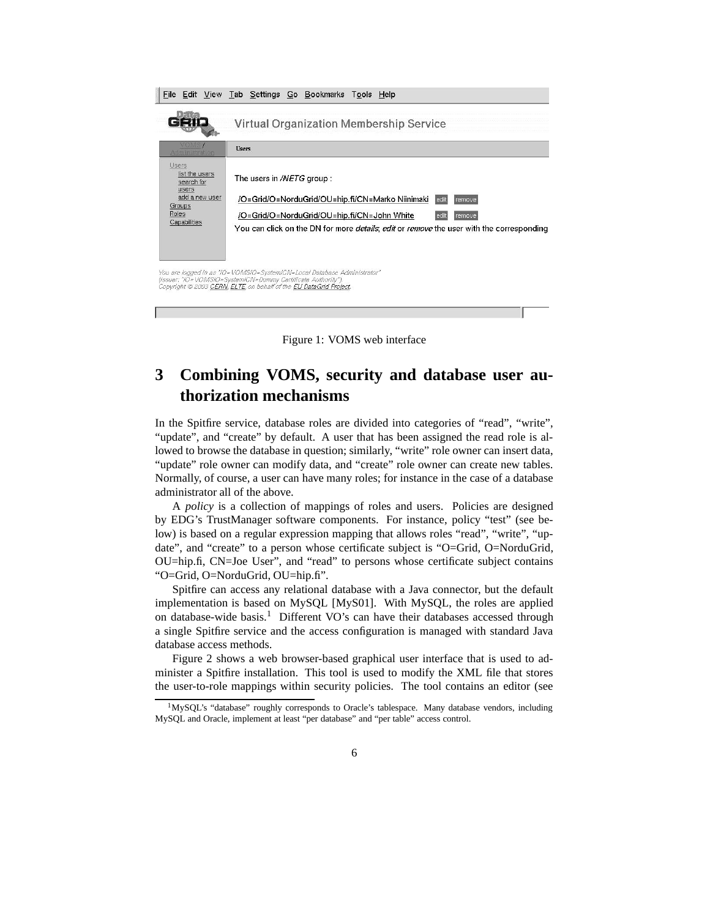Figure 1: VOMS web interface

## 3 Combining VOMS, security and database user authorization mechanisms

In the Spitfire service, database roles are divided into categories of "read", "write", "update", and "create" by default. A user that has been assigned the read role is allowed to browse the database in question; similarly, "write" role owner can insert data, "update" role owner can modify data, and "create" role owner can create new tables. Normally, of course, a user can have many roles; for instance in the case of a database administrator all of the above.

A *policy* is a collection of mappings of roles and users. Policies are designed by EDG's TrustManager software components. For instance, policy "test" (see below) is based on a regular expression mapping that allows roles "read", "write", "update", and "create" to a person whose certificate subject is "O=Grid, O=NorduGrid, OU=hip.fi, CN=Joe User", and "read" to persons whose certificate subject contains "O=Grid, O=NorduGrid, OU=hip.fi".

Spitfire can access any relational database with a Java connector, but the default implementation is based on MySQL [MyS01]. With MySQL, the roles are applied on database-wide basis.[1] Different VO's can have their databases accessed through a single Spitfire service and the access configuration is managed with standard Java database access methods.

Figure 2 shows a web browser-based graphical user interface that is used to administer a Spitfire installation. This tool is used to modify the XML file that stores the user-to-role mappings within security policies. The tool contains an editor (see

[1] MySQL's "database" roughly corresponds to Oracle's tablespace. Many database vendors, including MySQL and Oracle, implement at least "per database" and "per table" access control.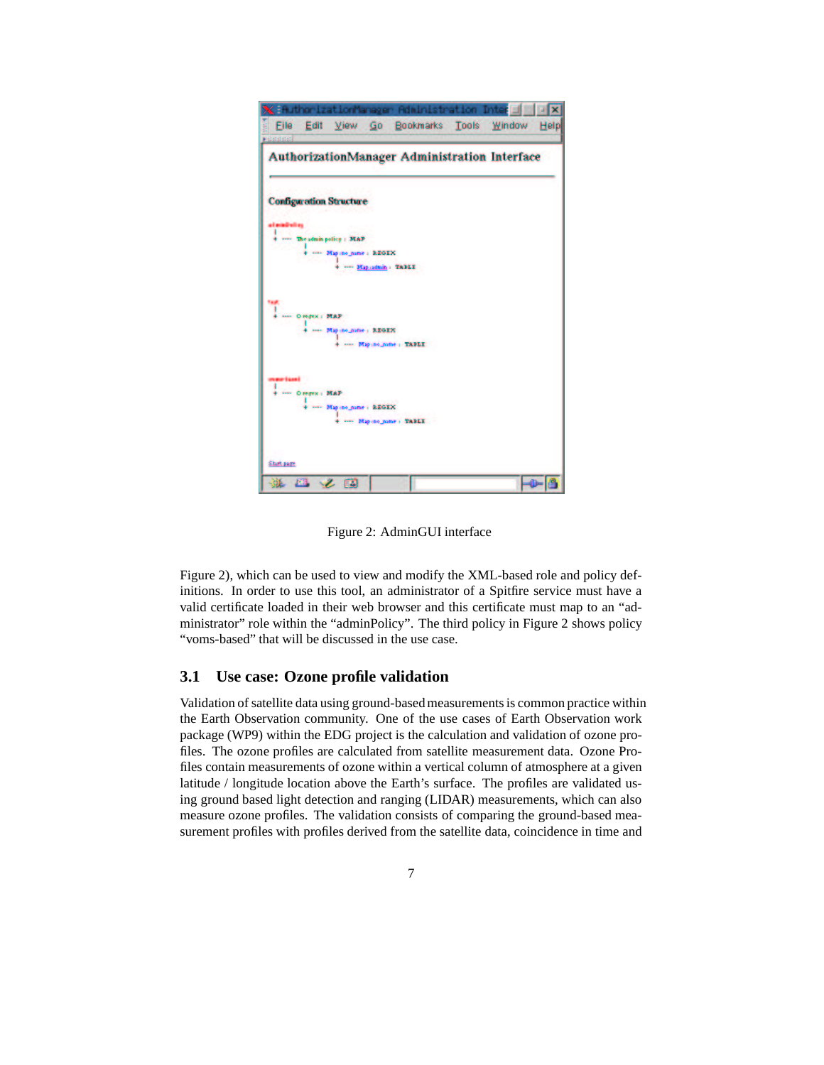Figure 2: AdminGUI interface

Figure 2), which can be used to view and modify the XML-based role and policy definitions. In order to use this tool, an administrator of a Spitfire service must have a valid certificate loaded in their web browser and this certificate must map to an "administrator" role within the "adminPolicy". The third policy in Figure 2 shows policy "voms-based" that will be discussed in the use case.

## 3.1 Use case: Ozone profile validation

Validation of satellite data using ground-based measurements is common practice within the Earth Observation community. One of the use cases of Earth Observation work package (WP9) within the EDG project is the calculation and validation of ozone profiles. The ozone profiles are calculated from satellite measurement data. Ozone Profiles contain measurements of ozone within a vertical column of atmosphere at a given latitude / longitude location above the Earth's surface. The profiles are validated using ground based light detection and ranging (LIDAR) measurements, which can also measure ozone profiles. The validation consists of comparing the ground-based measurement profiles with profiles derived from the satellite data, coincidence in time and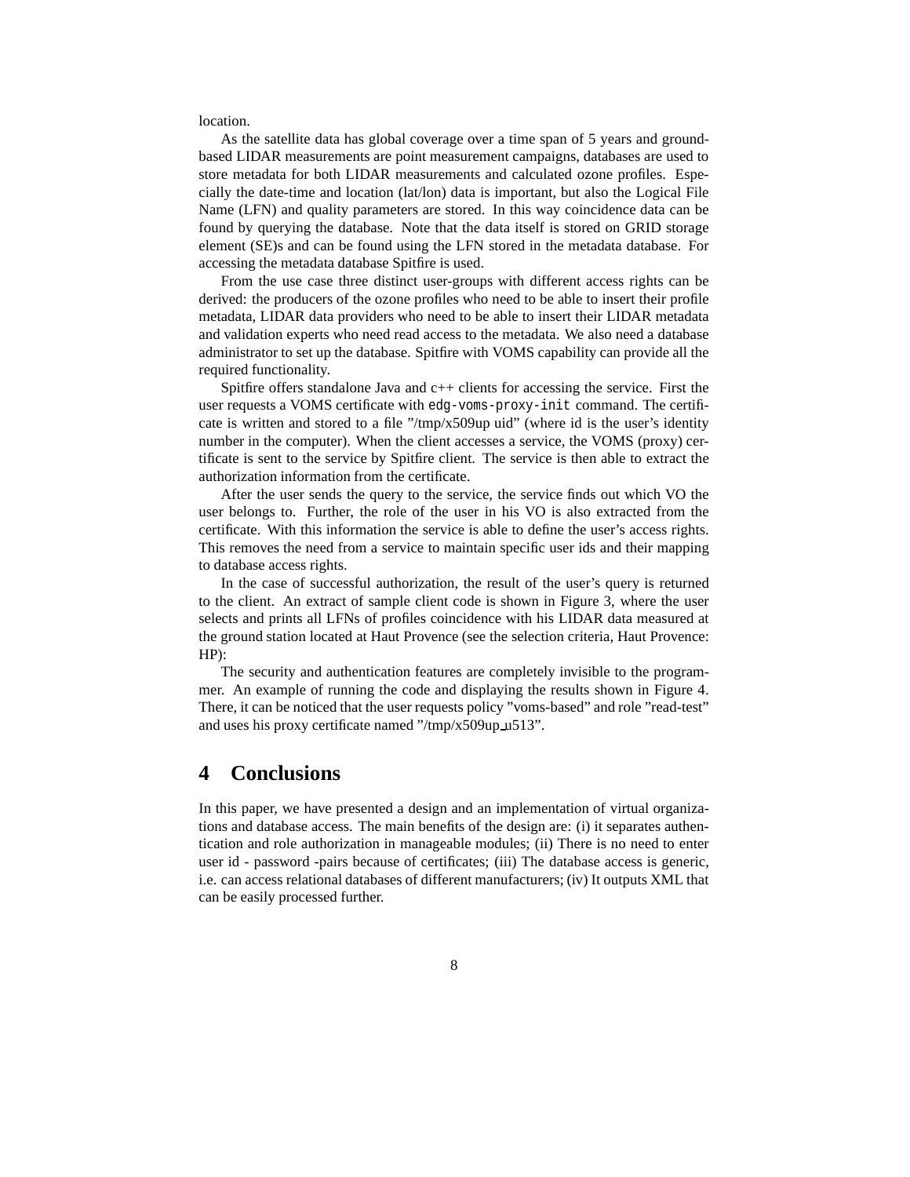location.

As the satellite data has global coverage over a time span of 5 years and ground-based LIDAR measurements are point measurement campaigns, databases are used to store metadata for both LIDAR measurements and calculated ozone profiles. Especially the date-time and location (lat/lon) data is important, but also the Logical File Name (LFN) and quality parameters are stored. In this way coincidence data can be found by querying the database. Note that the data itself is stored on GRID storage element (SE)s and can be found using the LFN stored in the metadata database. For accessing the metadata database Spitfire is used.

From the use case three distinct user-groups with different access rights can be derived: the producers of the ozone profiles who need to be able to insert their profile metadata, LIDAR data providers who need to be able to insert their LIDAR metadata and validation experts who need read access to the metadata. We also need a database administrator to set up the database. Spitfire with VOMS capability can provide all the required functionality.

Spitfire offers standalone Java and c++ clients for accessing the service. First the user requests a VOMS certificate with `edg-voms-proxy-init` command. The certificate is written and stored to a file "/tmp/x509up uid" (where id is the user's identity number in the computer). When the client accesses a service, the VOMS (proxy) certificate is sent to the service by Spitfire client. The service is then able to extract the authorization information from the certificate.

After the user sends the query to the service, the service finds out which VO the user belongs to. Further, the role of the user in his VO is also extracted from the certificate. With this information the service is able to define the user's access rights. This removes the need from a service to maintain specific user ids and their mapping to database access rights.

In the case of successful authorization, the result of the user's query is returned to the client. An extract of sample client code is shown in Figure 3, where the user selects and prints all LFNs of profiles coincidence with his LIDAR data measured at the ground station located at Haut Provence (see the selection criteria, Haut Provence: HP):

The security and authentication features are completely invisible to the programmer. An example of running the code and displaying the results shown in Figure 4. There, it can be noticed that the user requests policy "voms-based" and role "read-test" and uses his proxy certificate named "/tmp/x509up_u513".

## 4 Conclusions

In this paper, we have presented a design and an implementation of virtual organizations and database access. The main benefits of the design are: (i) it separates authentication and role authorization in manageable modules; (ii) There is no need to enter user id - password -pairs because of certificates; (iii) The database access is generic, i.e. can access relational databases of different manufacturers; (iv) It outputs XML that can be easily processed further.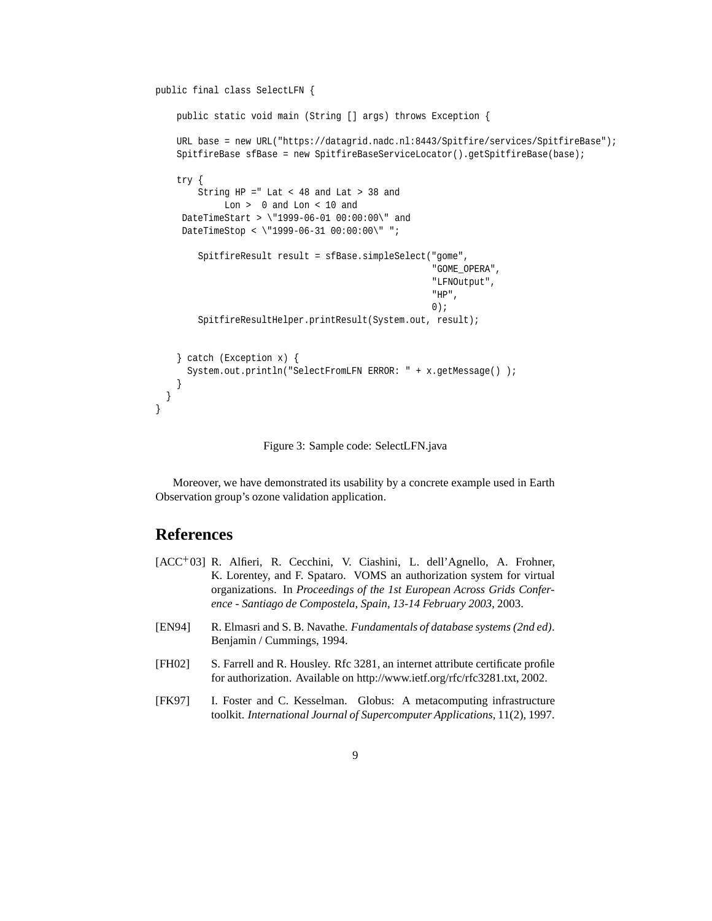```
public final class SelectLFN {

    public static void main (String [] args) throws Exception {

    URL base = new URL("https://datagrid.nadc.nl:8443/Spitfire/services/SpitfireBase");
    SpitfireBase sfBase = new SpitfireBaseServiceLocator().getSpitfireBase(base);

    try {
        String HP =" Lat < 48 and Lat > 38 and
             Lon >  0 and Lon < 10 and
     DateTimeStart > \"1999-06-01 00:00:00\" and
     DateTimeStop < \"1999-06-31 00:00:00\" ";

        SpitfireResult result = sfBase.simpleSelect("gome",
                                                    "GOME_OPERA",
                                                    "LFNOutput",
                                                    "HP",
                                                    0);
        SpitfireResultHelper.printResult(System.out, result);


    } catch (Exception x) {
      System.out.println("SelectFromLFN ERROR: " + x.getMessage() );
    }
  }
}
```

Figure 3: Sample code: SelectLFN.java

Moreover, we have demonstrated its usability by a concrete example used in Earth Observation group's ozone validation application.

# References

[ACC+03] R. Alfieri, R. Cecchini, V. Ciashini, L. dell'Agnello, A. Frohner, K. Lorentey, and F. Spataro. VOMS an authorization system for virtual organizations. In *Proceedings of the 1st European Across Grids Conference - Santiago de Compostela, Spain, 13-14 February 2003*, 2003.

[EN94] R. Elmasri and S. B. Navathe. *Fundamentals of database systems (2nd ed)*. Benjamin / Cummings, 1994.

[FH02] S. Farrell and R. Housley. Rfc 3281, an internet attribute certificate profile for authorization. Available on http://www.ietf.org/rfc/rfc3281.txt, 2002.

[FK97] I. Foster and C. Kesselman. Globus: A metacomputing infrastructure toolkit. *International Journal of Supercomputer Applications*, 11(2), 1997.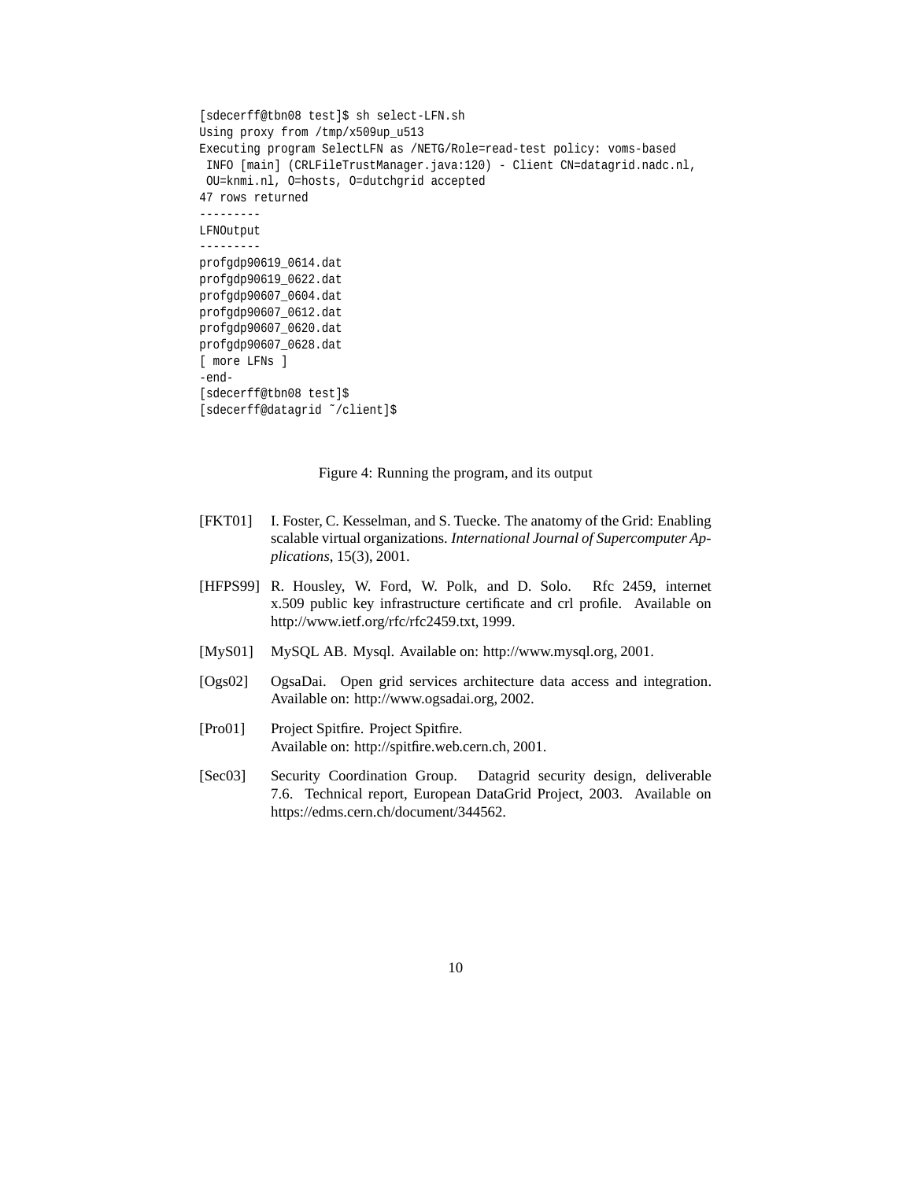```
[sdecerff@tbn08 test]$ sh select-LFN.sh
Using proxy from /tmp/x509up_u513
Executing program SelectLFN as /NETG/Role=read-test policy: voms-based
 INFO [main] (CRLFileTrustManager.java:120) - Client CN=datagrid.nadc.nl,
 OU=knmi.nl, O=hosts, O=dutchgrid accepted
47 rows returned
---------
LFNOutput
---------
profgdp90619_0614.dat
profgdp90619_0622.dat
profgdp90607_0604.dat
profgdp90607_0612.dat
profgdp90607_0620.dat
profgdp90607_0628.dat
[ more LFNs ]
-end-
[sdecerff@tbn08 test]$
[sdecerff@datagrid ~/client]$
```

Figure 4: Running the program, and its output

- [FKT01] I. Foster, C. Kesselman, and S. Tuecke. The anatomy of the Grid: Enabling scalable virtual organizations. *International Journal of Supercomputer Applications*, 15(3), 2001.
- [HFPS99] R. Housley, W. Ford, W. Polk, and D. Solo. Rfc 2459, internet x.509 public key infrastructure certificate and crl profile. Available on http://www.ietf.org/rfc/rfc2459.txt, 1999.
- [MyS01] MySQL AB. Mysql. Available on: http://www.mysql.org, 2001.
- [Ogs02] OgsaDai. Open grid services architecture data access and integration. Available on: http://www.ogsadai.org, 2002.
- [Pro01] Project Spitfire. Project Spitfire. Available on: http://spitfire.web.cern.ch, 2001.
- [Sec03] Security Coordination Group. Datagrid security design, deliverable 7.6. Technical report, European DataGrid Project, 2003. Available on https://edms.cern.ch/document/344562.